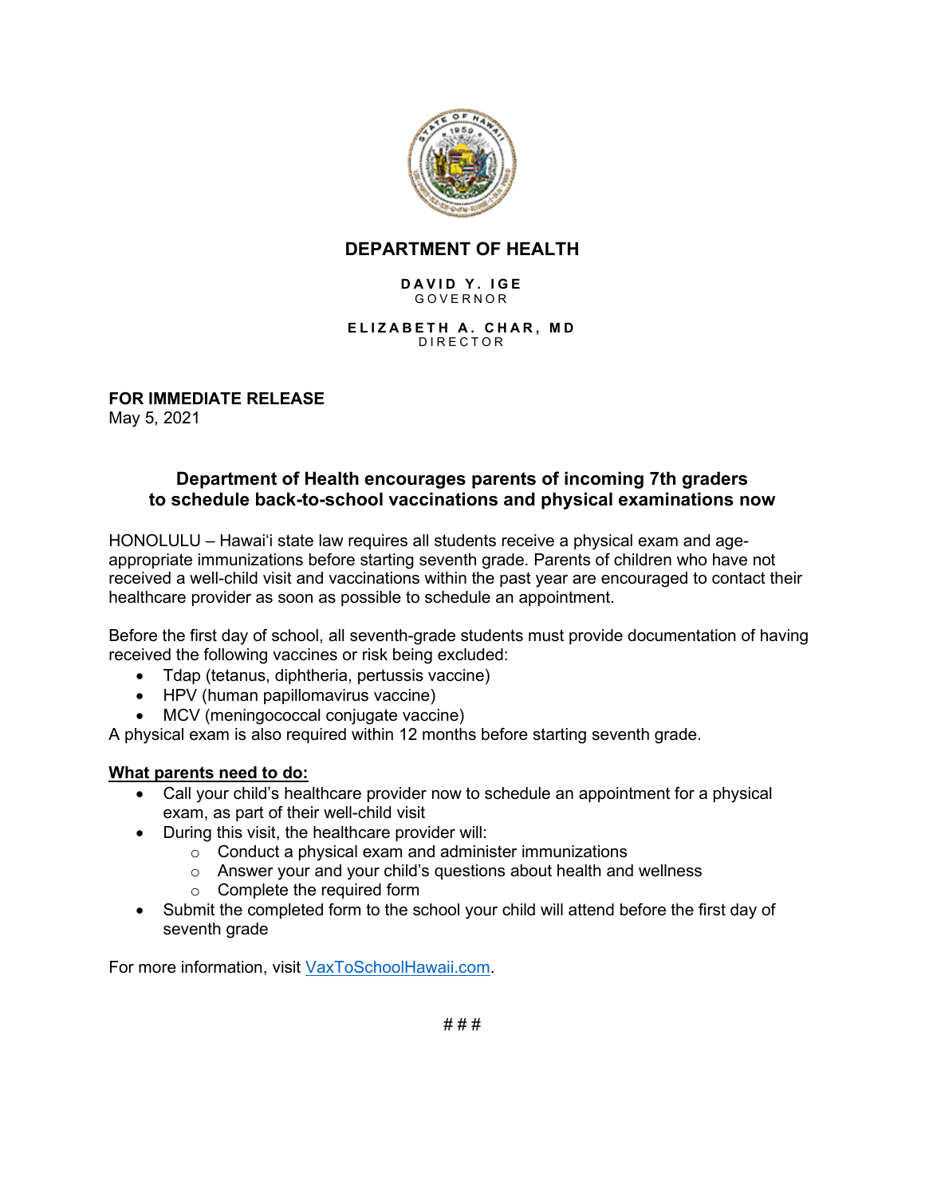# DEPARTMENT OF HEALTH

**DAVID Y. IGE**
GOVERNOR

**ELIZABETH A. CHAR, MD**
DIRECTOR

**FOR IMMEDIATE RELEASE**
May 5, 2021

## Department of Health encourages parents of incoming 7th graders to schedule back-to-school vaccinations and physical examinations now

HONOLULU – Hawaiʻi state law requires all students receive a physical exam and age-appropriate immunizations before starting seventh grade. Parents of children who have not received a well-child visit and vaccinations within the past year are encouraged to contact their healthcare provider as soon as possible to schedule an appointment.

Before the first day of school, all seventh-grade students must provide documentation of having received the following vaccines or risk being excluded:

- Tdap (tetanus, diphtheria, pertussis vaccine)
- HPV (human papillomavirus vaccine)
- MCV (meningococcal conjugate vaccine)

A physical exam is also required within 12 months before starting seventh grade.

**What parents need to do:**

- Call your child's healthcare provider now to schedule an appointment for a physical exam, as part of their well-child visit
- During this visit, the healthcare provider will:
  - Conduct a physical exam and administer immunizations
  - Answer your and your child's questions about health and wellness
  - Complete the required form
- Submit the completed form to the school your child will attend before the first day of seventh grade

For more information, visit VaxToSchoolHawaii.com.

# # #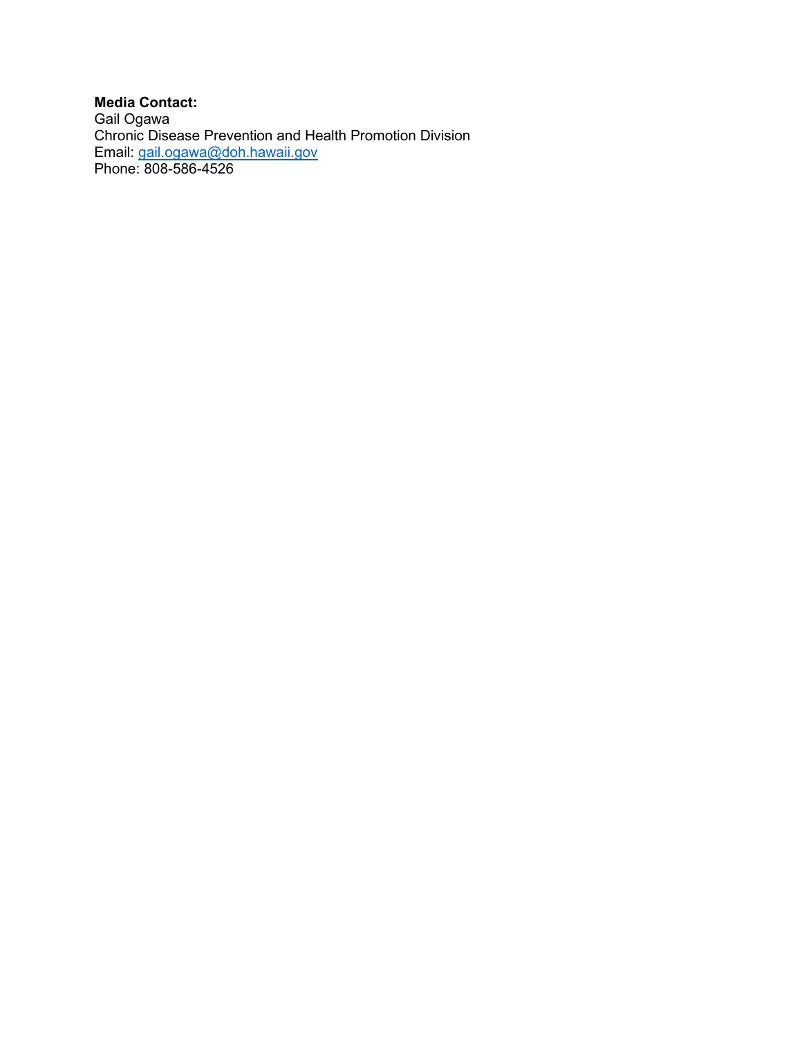**Media Contact:**
Gail Ogawa
Chronic Disease Prevention and Health Promotion Division
Email: gail.ogawa@doh.hawaii.gov
Phone: 808-586-4526